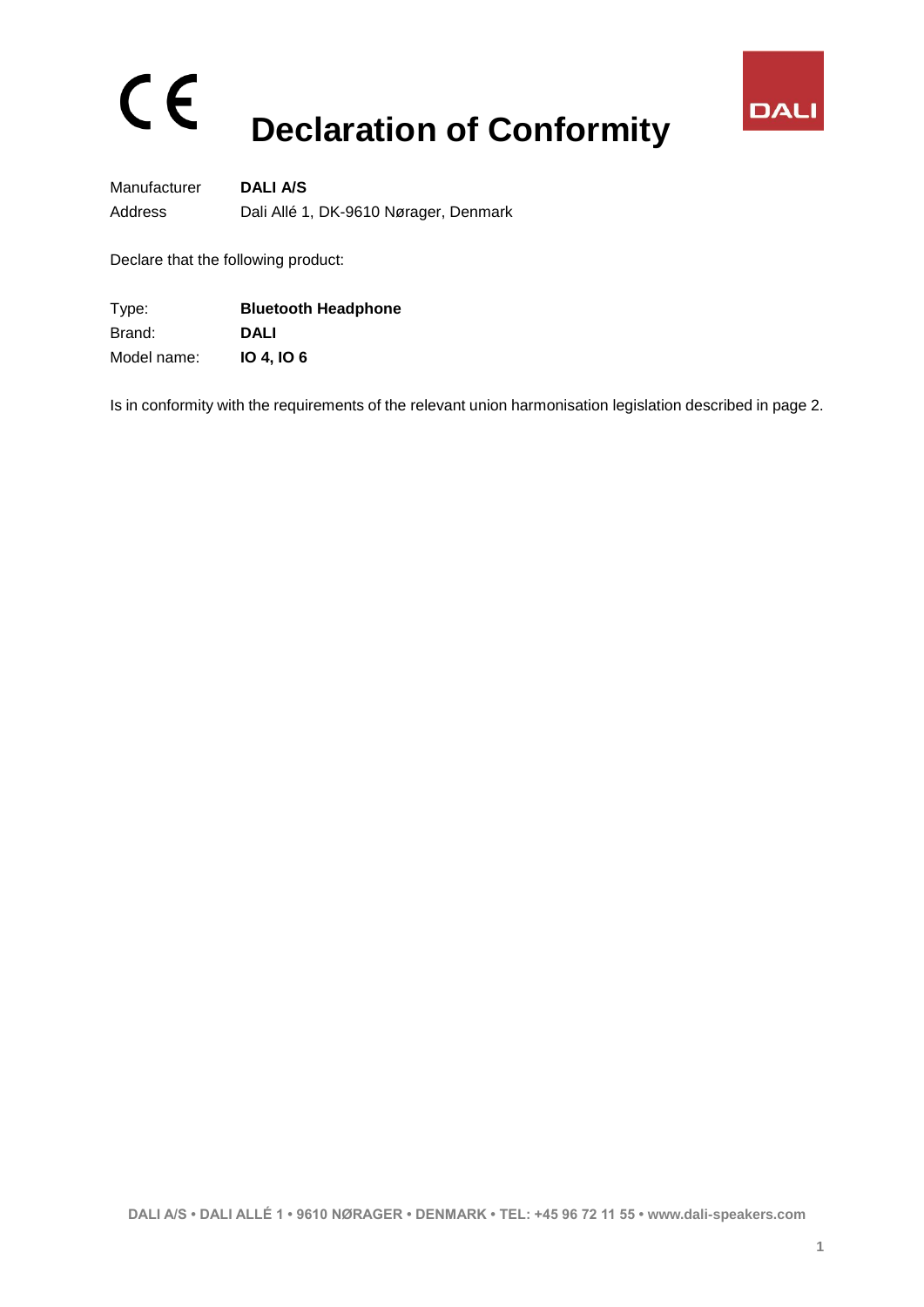CE

# Declaration of Conformity

DALI

| | |
|---|---|
| Manufacturer | **DALI A/S** |
| Address | Dali Allé 1, DK-9610 Nørager, Denmark |

Declare that the following product:

| | |
|---|---|
| Type: | **Bluetooth Headphone** |
| Brand: | **DALI** |
| Model name: | **IO 4, IO 6** |

Is in conformity with the requirements of the relevant union harmonisation legislation described in page 2.

DALI A/S • DALI ALLÉ 1 • 9610 NØRAGER • DENMARK • TEL: +45 96 72 11 55 • www.dali-speakers.com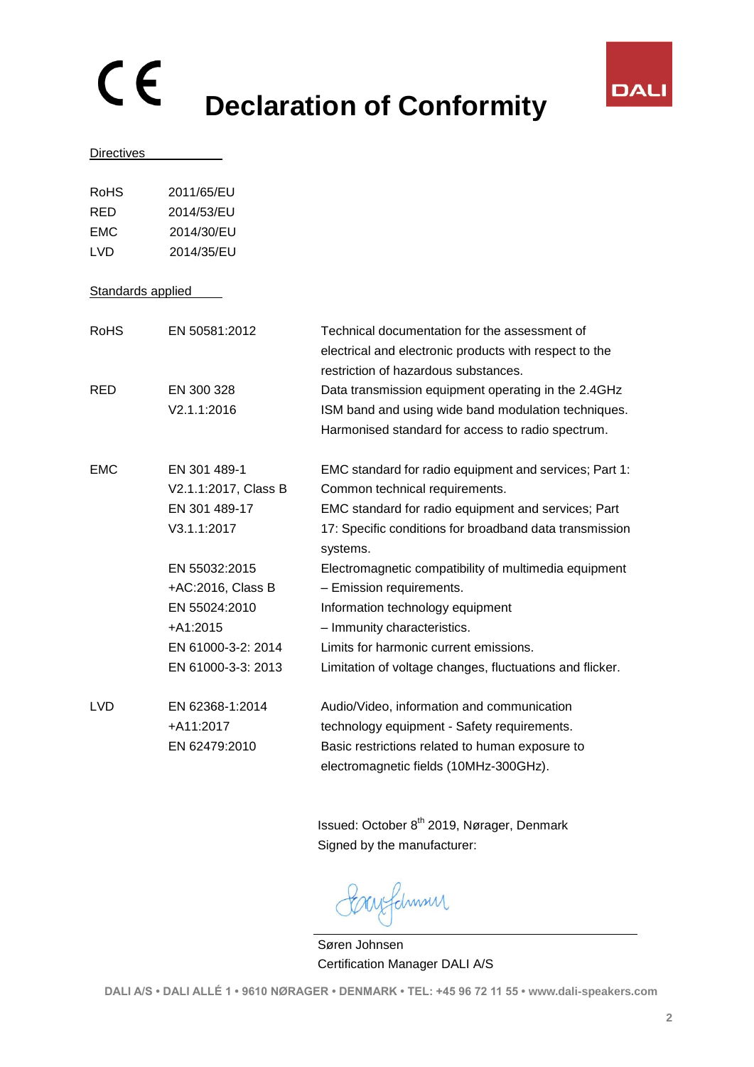CE

# Declaration of Conformity

DALI

Directives

| | |
|---|---|
| RoHS | 2011/65/EU |
| RED | 2014/53/EU |
| EMC | 2014/30/EU |
| LVD | 2014/35/EU |

Standards applied

| | | |
|---|---|---|
| RoHS | EN 50581:2012 | Technical documentation for the assessment of electrical and electronic products with respect to the restriction of hazardous substances. |
| RED | EN 300 328 V2.1.1:2016 | Data transmission equipment operating in the 2.4GHz ISM band and using wide band modulation techniques. Harmonised standard for access to radio spectrum. |
| EMC | EN 301 489-1 V2.1.1:2017, Class B | EMC standard for radio equipment and services; Part 1: Common technical requirements. |
| | EN 301 489-17 V3.1.1:2017 | EMC standard for radio equipment and services; Part 17: Specific conditions for broadband data transmission systems. |
| | EN 55032:2015 +AC:2016, Class B | Electromagnetic compatibility of multimedia equipment – Emission requirements. |
| | EN 55024:2010 +A1:2015 | Information technology equipment – Immunity characteristics. |
| | EN 61000-3-2: 2014 | Limits for harmonic current emissions. |
| | EN 61000-3-3: 2013 | Limitation of voltage changes, fluctuations and flicker. |
| LVD | EN 62368-1:2014 +A11:2017 | Audio/Video, information and communication technology equipment - Safety requirements. |
| | EN 62479:2010 | Basic restrictions related to human exposure to electromagnetic fields (10MHz-300GHz). |

Issued: October 8th 2019, Nørager, Denmark
Signed by the manufacturer:

Søren Johnsen
Certification Manager DALI A/S

DALI A/S • DALI ALLÉ 1 • 9610 NØRAGER • DENMARK • TEL: +45 96 72 11 55 • www.dali-speakers.com